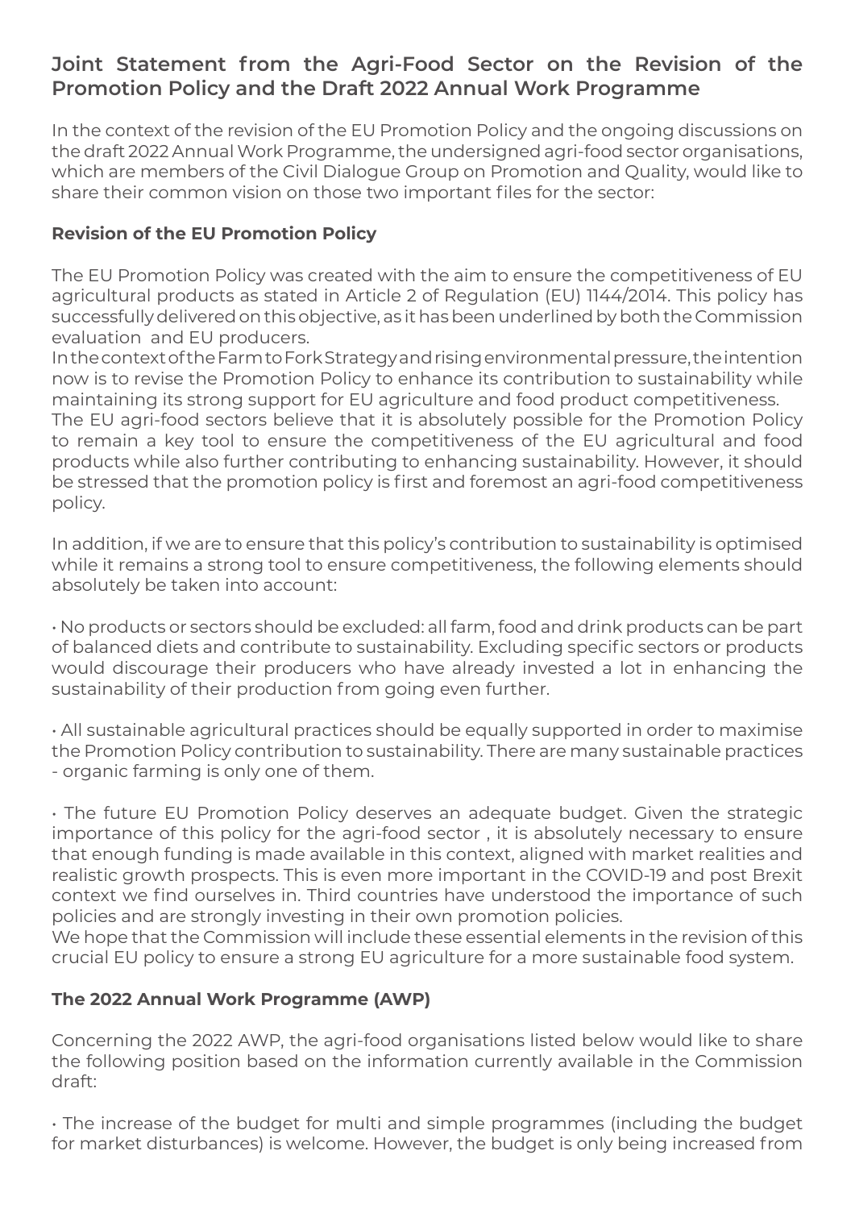## Joint Statement from the Agri-Food Sector on the Revision of the Promotion Policy and the Draft 2022 Annual Work Programme

In the context of the revision of the EU Promotion Policy and the ongoing discussions on the draft 2022 Annual Work Programme, the undersigned agri-food sector organisations, which are members of the Civil Dialogue Group on Promotion and Quality, would like to share their common vision on those two important files for the sector:

### Revision of the EU Promotion Policy

The EU Promotion Policy was created with the aim to ensure the competitiveness of EU agricultural products as stated in Article 2 of Regulation (EU) 1144/2014. This policy has successfully delivered on this objective, as it has been underlined by both the Commission evaluation and EU producers.

In the context of the Farm to Fork Strategy and rising environmental pressure, the intention now is to revise the Promotion Policy to enhance its contribution to sustainability while maintaining its strong support for EU agriculture and food product competitiveness.

The EU agri-food sectors believe that it is absolutely possible for the Promotion Policy to remain a key tool to ensure the competitiveness of the EU agricultural and food products while also further contributing to enhancing sustainability. However, it should be stressed that the promotion policy is first and foremost an agri-food competitiveness policy.

In addition, if we are to ensure that this policy's contribution to sustainability is optimised while it remains a strong tool to ensure competitiveness, the following elements should absolutely be taken into account:

- No products or sectors should be excluded: all farm, food and drink products can be part of balanced diets and contribute to sustainability. Excluding specific sectors or products would discourage their producers who have already invested a lot in enhancing the sustainability of their production from going even further.

- All sustainable agricultural practices should be equally supported in order to maximise the Promotion Policy contribution to sustainability. There are many sustainable practices - organic farming is only one of them.

- The future EU Promotion Policy deserves an adequate budget. Given the strategic importance of this policy for the agri-food sector , it is absolutely necessary to ensure that enough funding is made available in this context, aligned with market realities and realistic growth prospects. This is even more important in the COVID-19 and post Brexit context we find ourselves in. Third countries have understood the importance of such policies and are strongly investing in their own promotion policies.

We hope that the Commission will include these essential elements in the revision of this crucial EU policy to ensure a strong EU agriculture for a more sustainable food system.

### The 2022 Annual Work Programme (AWP)

Concerning the 2022 AWP, the agri-food organisations listed below would like to share the following position based on the information currently available in the Commission draft:

- The increase of the budget for multi and simple programmes (including the budget for market disturbances) is welcome. However, the budget is only being increased from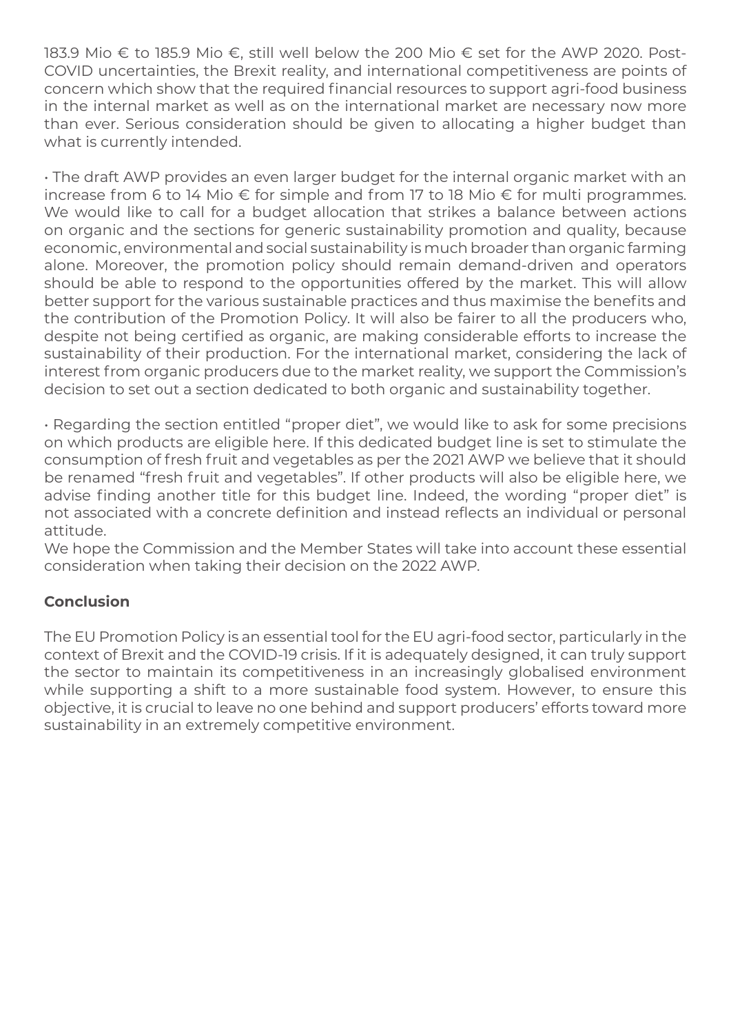183.9 Mio € to 185.9 Mio €, still well below the 200 Mio € set for the AWP 2020. Post-COVID uncertainties, the Brexit reality, and international competitiveness are points of concern which show that the required financial resources to support agri-food business in the internal market as well as on the international market are necessary now more than ever. Serious consideration should be given to allocating a higher budget than what is currently intended.

• The draft AWP provides an even larger budget for the internal organic market with an increase from 6 to 14 Mio € for simple and from 17 to 18 Mio € for multi programmes. We would like to call for a budget allocation that strikes a balance between actions on organic and the sections for generic sustainability promotion and quality, because economic, environmental and social sustainability is much broader than organic farming alone. Moreover, the promotion policy should remain demand-driven and operators should be able to respond to the opportunities offered by the market. This will allow better support for the various sustainable practices and thus maximise the benefits and the contribution of the Promotion Policy. It will also be fairer to all the producers who, despite not being certified as organic, are making considerable efforts to increase the sustainability of their production. For the international market, considering the lack of interest from organic producers due to the market reality, we support the Commission's decision to set out a section dedicated to both organic and sustainability together.

• Regarding the section entitled "proper diet", we would like to ask for some precisions on which products are eligible here. If this dedicated budget line is set to stimulate the consumption of fresh fruit and vegetables as per the 2021 AWP we believe that it should be renamed "fresh fruit and vegetables". If other products will also be eligible here, we advise finding another title for this budget line. Indeed, the wording "proper diet" is not associated with a concrete definition and instead reflects an individual or personal attitude.

We hope the Commission and the Member States will take into account these essential consideration when taking their decision on the 2022 AWP.

**Conclusion**

The EU Promotion Policy is an essential tool for the EU agri-food sector, particularly in the context of Brexit and the COVID-19 crisis. If it is adequately designed, it can truly support the sector to maintain its competitiveness in an increasingly globalised environment while supporting a shift to a more sustainable food system. However, to ensure this objective, it is crucial to leave no one behind and support producers' efforts toward more sustainability in an extremely competitive environment.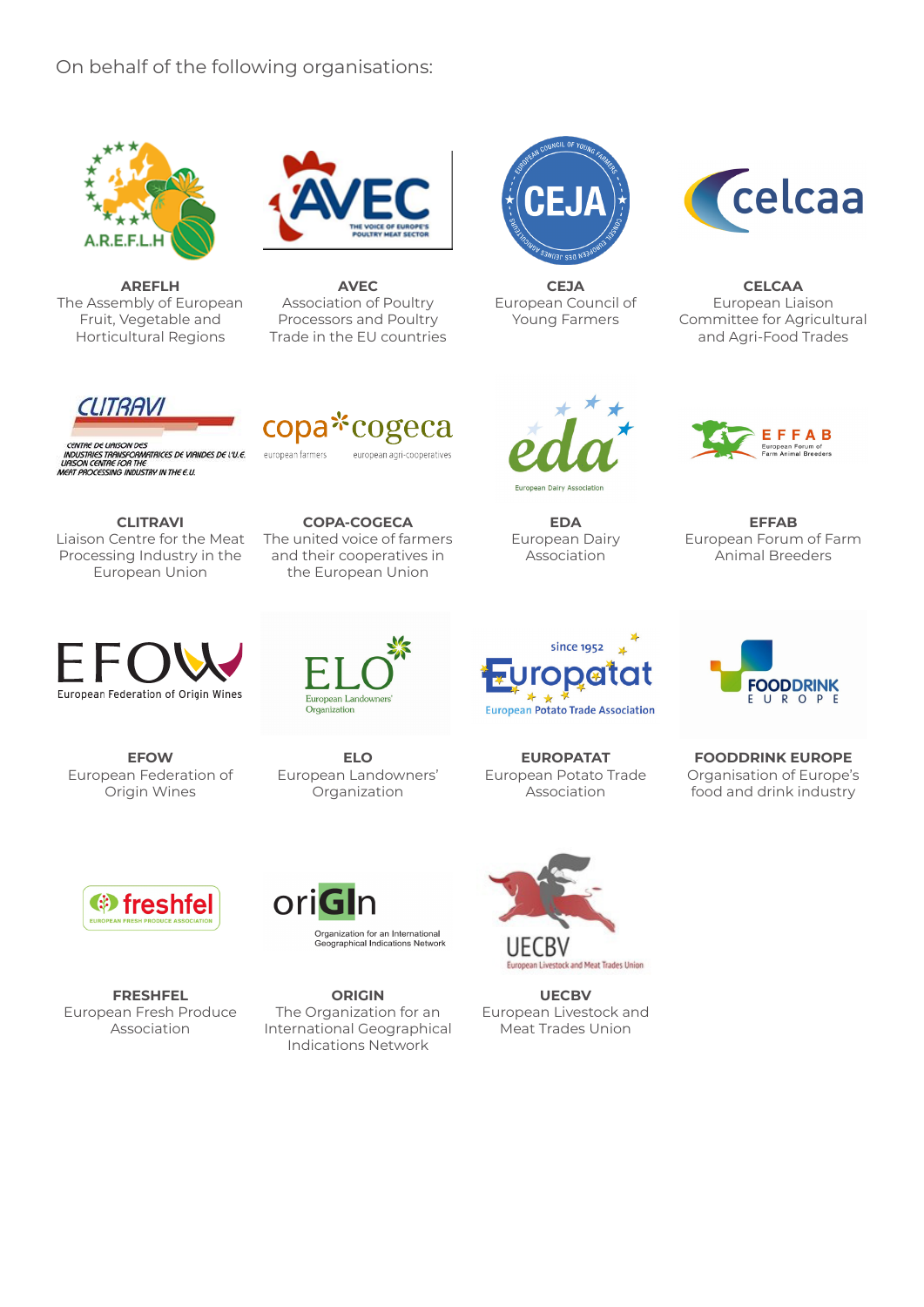On behalf of the following organisations:

**AREFLH**
The Assembly of European Fruit, Vegetable and Horticultural Regions

**AVEC**
Association of Poultry Processors and Poultry Trade in the EU countries

**CEJA**
European Council of Young Farmers

**CELCAA**
European Liaison Committee for Agricultural and Agri-Food Trades

**CLITRAVI**
Liaison Centre for the Meat Processing Industry in the European Union

**COPA-COGECA**
The united voice of farmers and their cooperatives in the European Union

**EDA**
European Dairy Association

**EFFAB**
European Forum of Farm Animal Breeders

**EFOW**
European Federation of Origin Wines

**ELO**
European Landowners' Organization

**EUROPATAT**
European Potato Trade Association

**FOODDRINK EUROPE**
Organisation of Europe's food and drink industry

**FRESHFEL**
European Fresh Produce Association

**ORIGIN**
The Organization for an International Geographical Indications Network

**UECBV**
European Livestock and Meat Trades Union